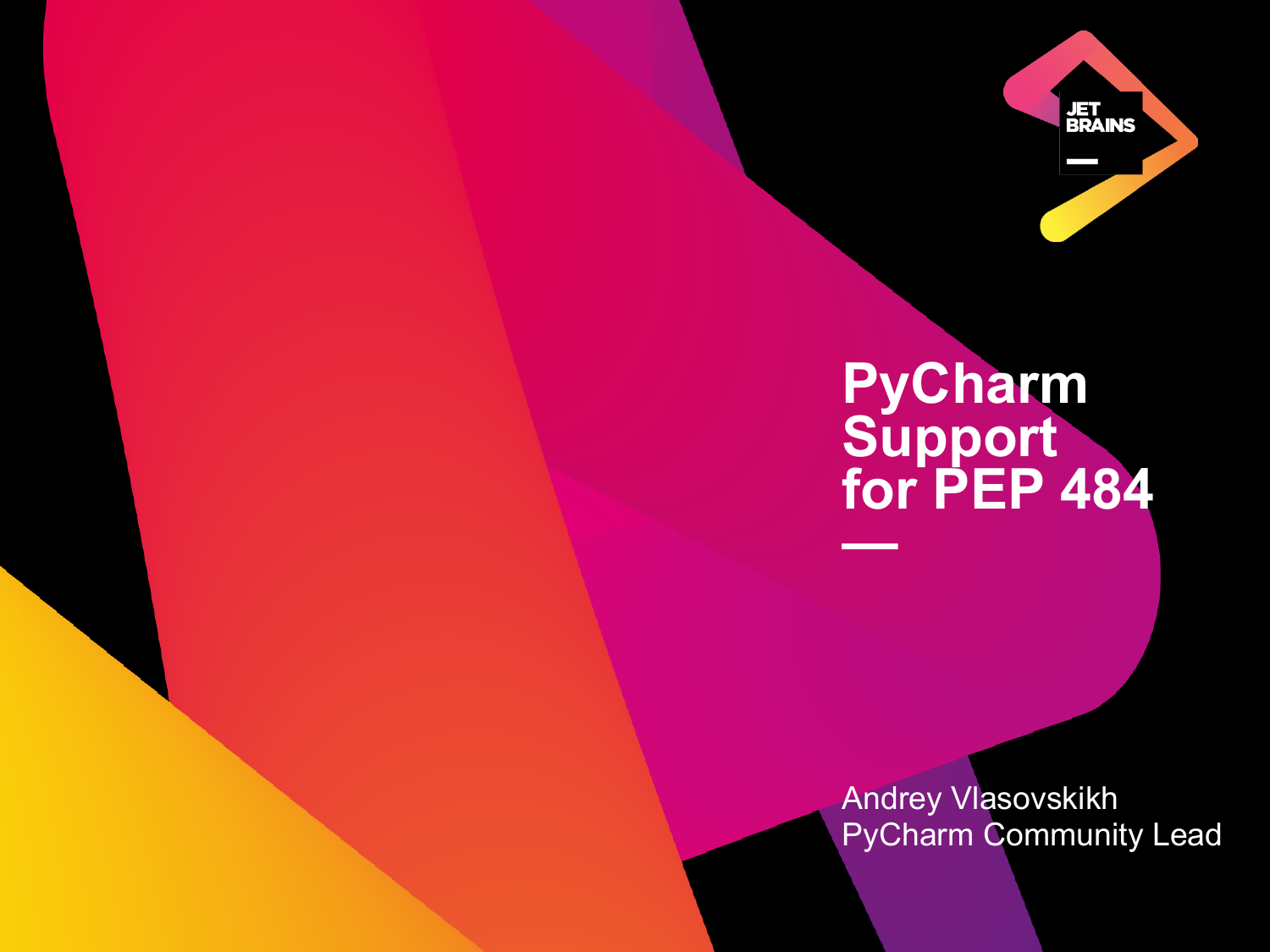# PyCharm Support for PEP 484

Andrey Vlasovskikh
PyCharm Community Lead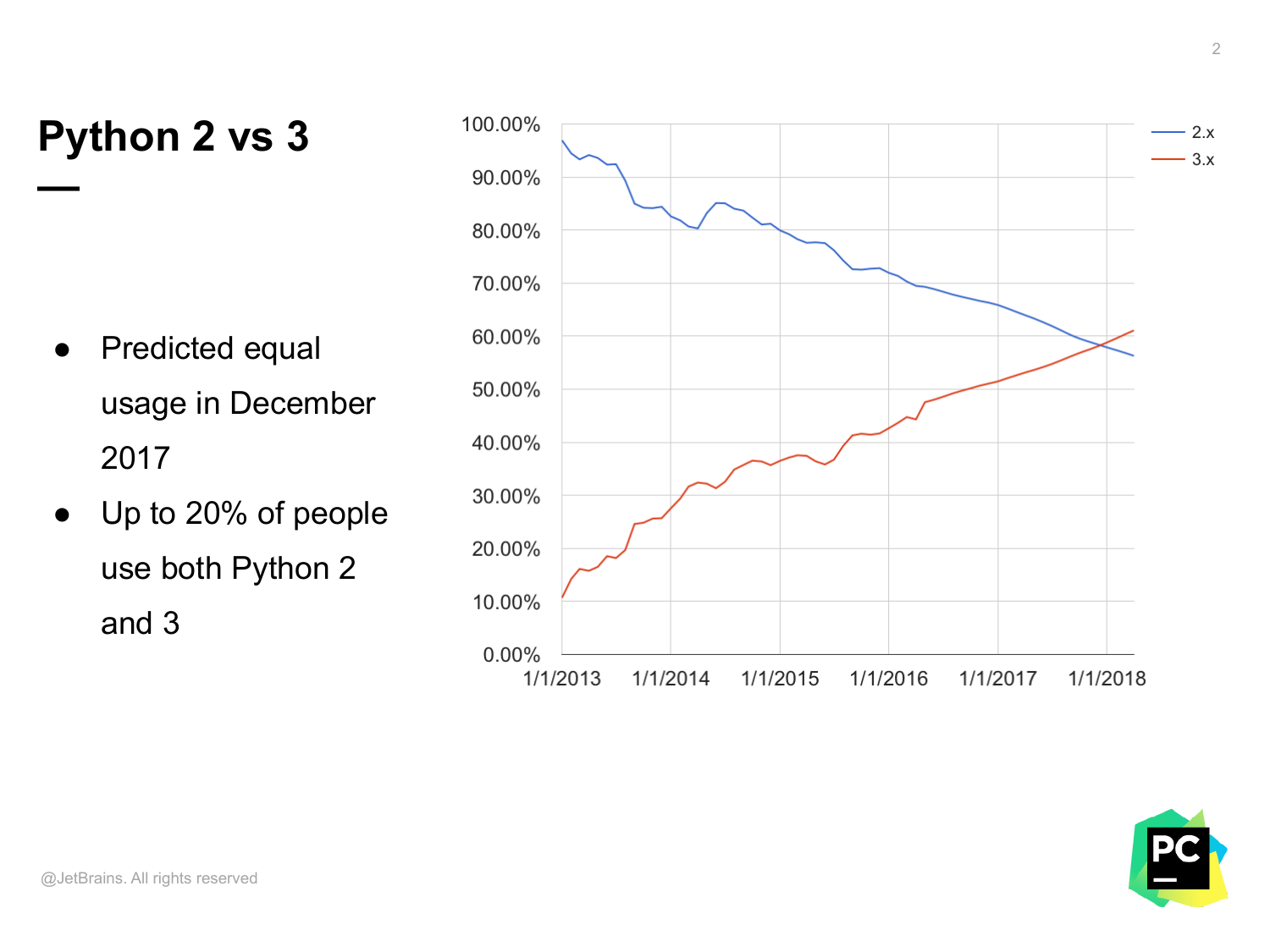# Python 2 vs 3

- Predicted equal usage in December 2017
- Up to 20% of people use both Python 2 and 3

@JetBrains. All rights reserved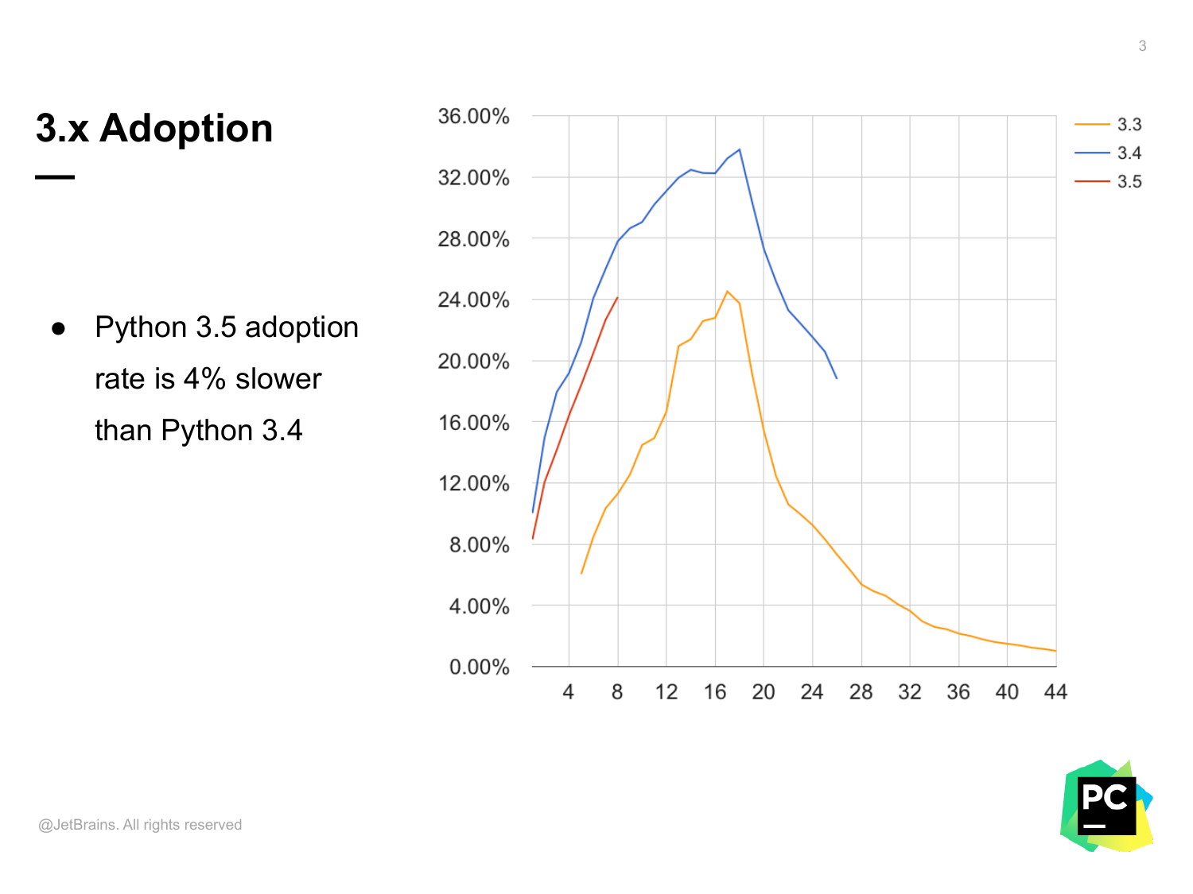# 3.x Adoption

- Python 3.5 adoption rate is 4% slower than Python 3.4

@JetBrains. All rights reserved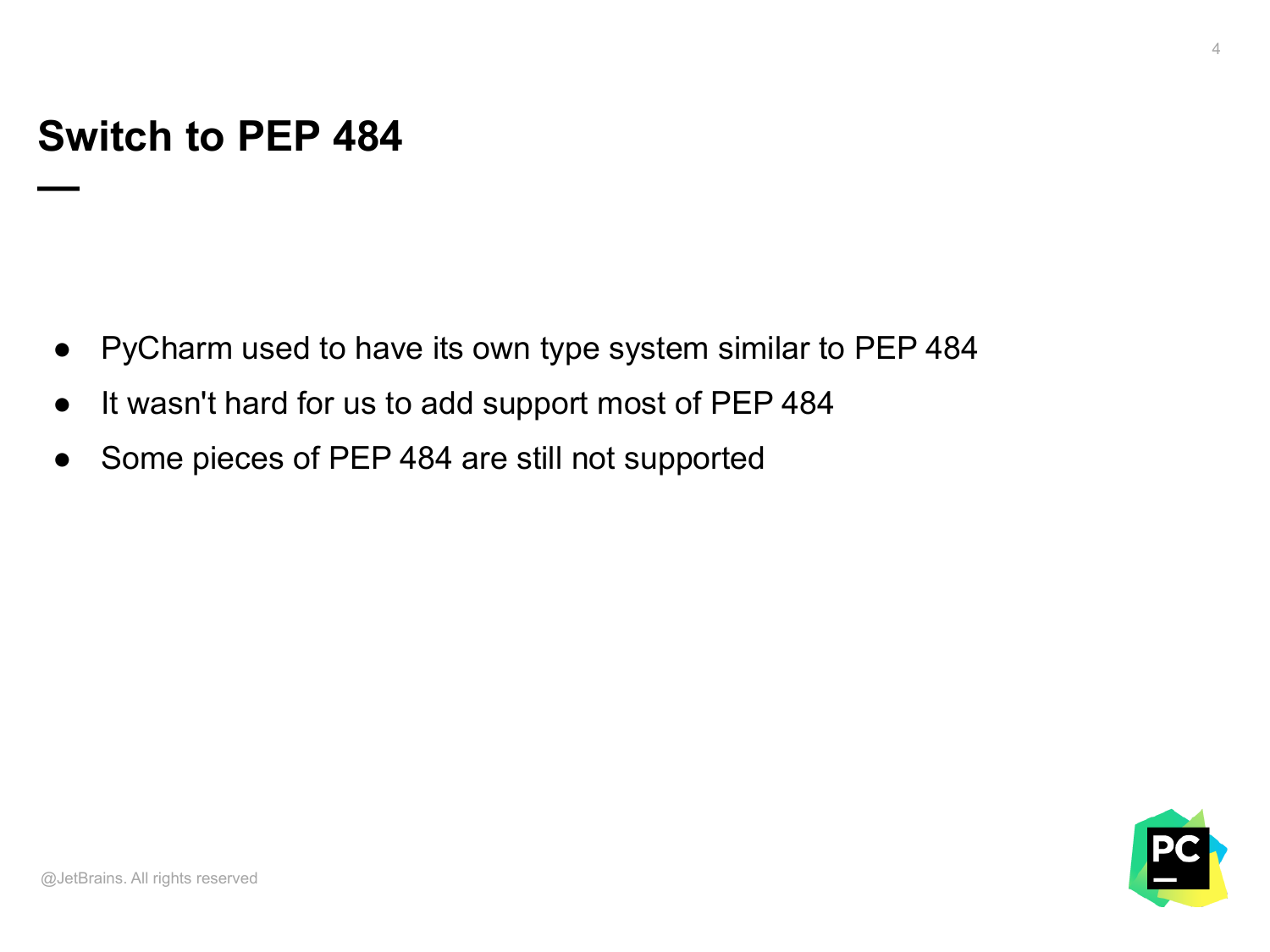# Switch to PEP 484

- PyCharm used to have its own type system similar to PEP 484
- It wasn't hard for us to add support most of PEP 484
- Some pieces of PEP 484 are still not supported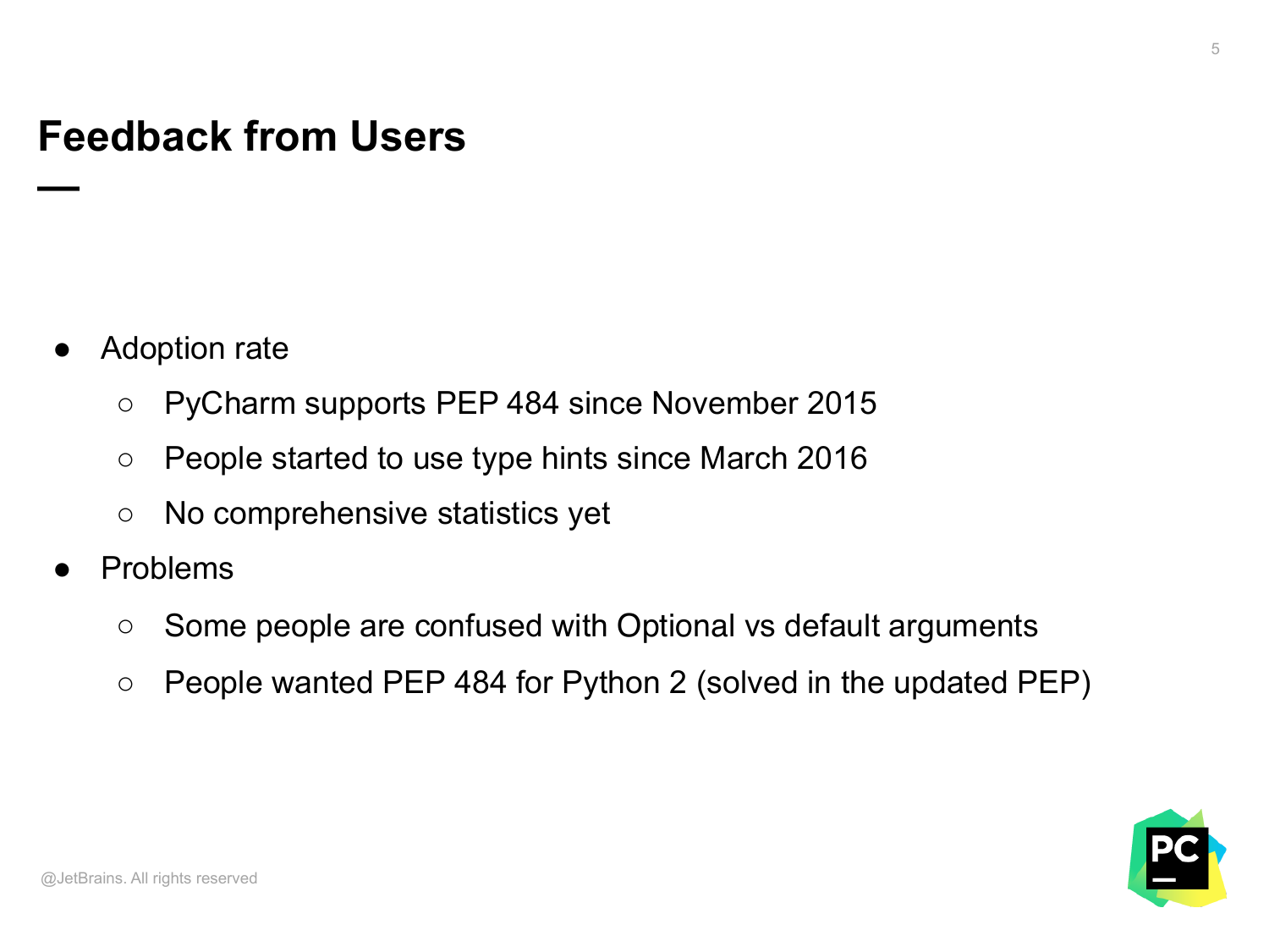# Feedback from Users

- Adoption rate
  - PyCharm supports PEP 484 since November 2015
  - People started to use type hints since March 2016
  - No comprehensive statistics yet
- Problems
  - Some people are confused with Optional vs default arguments
  - People wanted PEP 484 for Python 2 (solved in the updated PEP)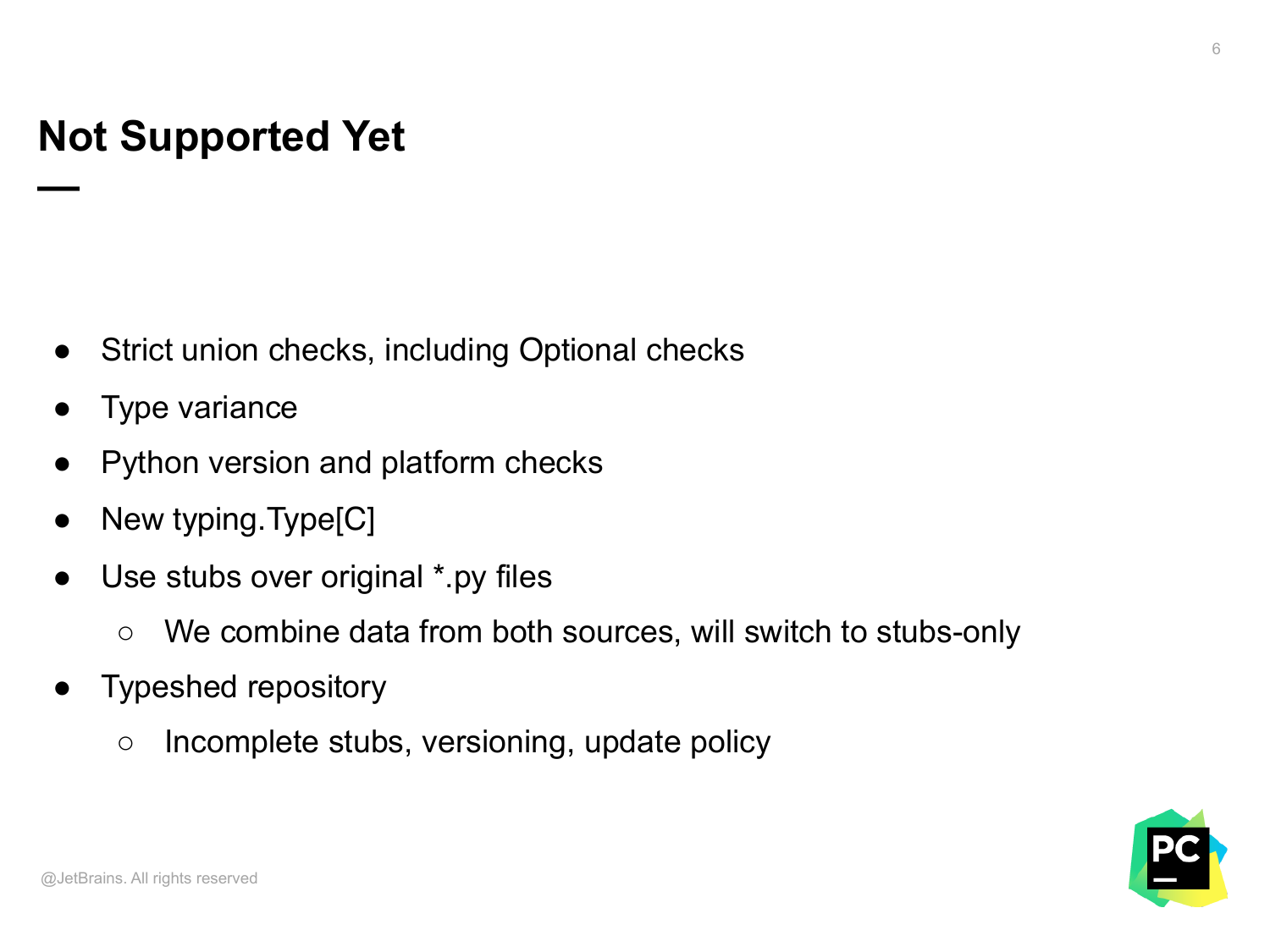# Not Supported Yet

- Strict union checks, including Optional checks
- Type variance
- Python version and platform checks
- New typing.Type[C]
- Use stubs over original *.py files
  - We combine data from both sources, will switch to stubs-only
- Typeshed repository
  - Incomplete stubs, versioning, update policy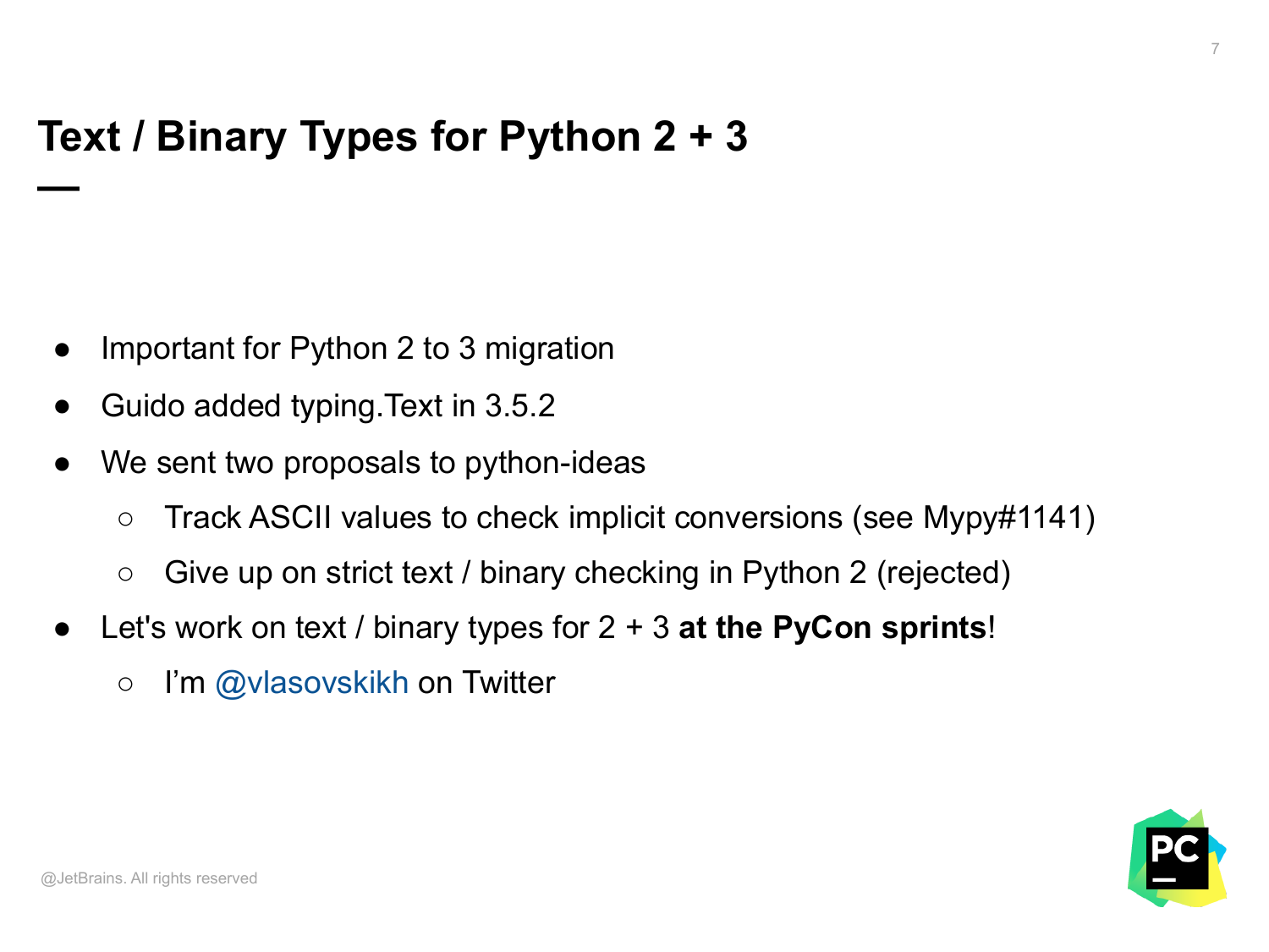# Text / Binary Types for Python 2 + 3

- Important for Python 2 to 3 migration
- Guido added typing.Text in 3.5.2
- We sent two proposals to python-ideas
  - Track ASCII values to check implicit conversions (see Mypy#1141)
  - Give up on strict text / binary checking in Python 2 (rejected)
- Let's work on text / binary types for 2 + 3 **at the PyCon sprints**!
  - I'm @vlasovskikh on Twitter

@JetBrains. All rights reserved